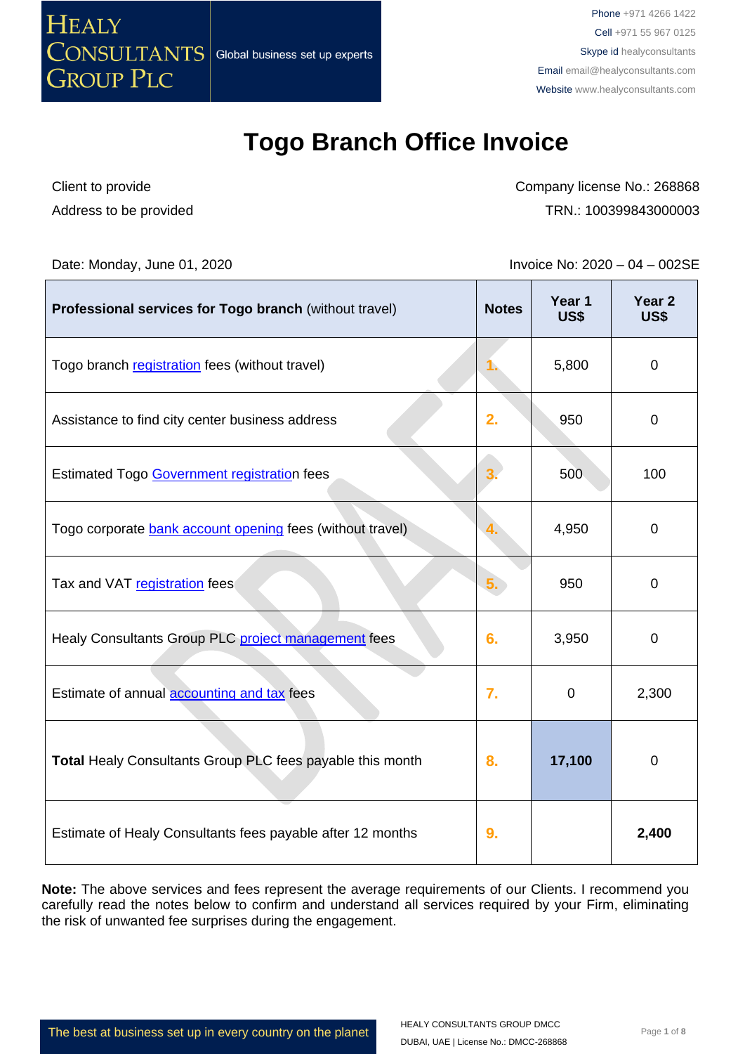HEALY CONSULTANTS GROUP PLC — Global business set up experts

Phone +971 4266 1422
Cell +971 55 967 0125
Skype id healyconsultants
Email email@healyconsultants.com
Website www.healyconsultants.com

# Togo Branch Office Invoice

Client to provide
Address to be provided

Company license No.: 268868
TRN.: 100399843000003

Date: Monday, June 01, 2020

Invoice No: 2020 – 04 – 002SE

| **Professional services for Togo branch** (without travel) | **Notes** | **Year 1 US$** | **Year 2 US$** |
|---|---|---|---|
| Togo branch registration fees (without travel) | 1. | 5,800 | 0 |
| Assistance to find city center business address | 2. | 950 | 0 |
| Estimated Togo Government registration fees | 3. | 500 | 100 |
| Togo corporate bank account opening fees (without travel) | 4. | 4,950 | 0 |
| Tax and VAT registration fees | 5. | 950 | 0 |
| Healy Consultants Group PLC project management fees | 6. | 3,950 | 0 |
| Estimate of annual accounting and tax fees | 7. | 0 | 2,300 |
| **Total** Healy Consultants Group PLC fees payable this month | 8. | **17,100** | 0 |
| Estimate of Healy Consultants fees payable after 12 months | 9. | | **2,400** |

**Note:** The above services and fees represent the average requirements of our Clients. I recommend you carefully read the notes below to confirm and understand all services required by your Firm, eliminating the risk of unwanted fee surprises during the engagement.

The best at business set up in every country on the planet

HEALY CONSULTANTS GROUP DMCC
DUBAI, UAE | License No.: DMCC-268868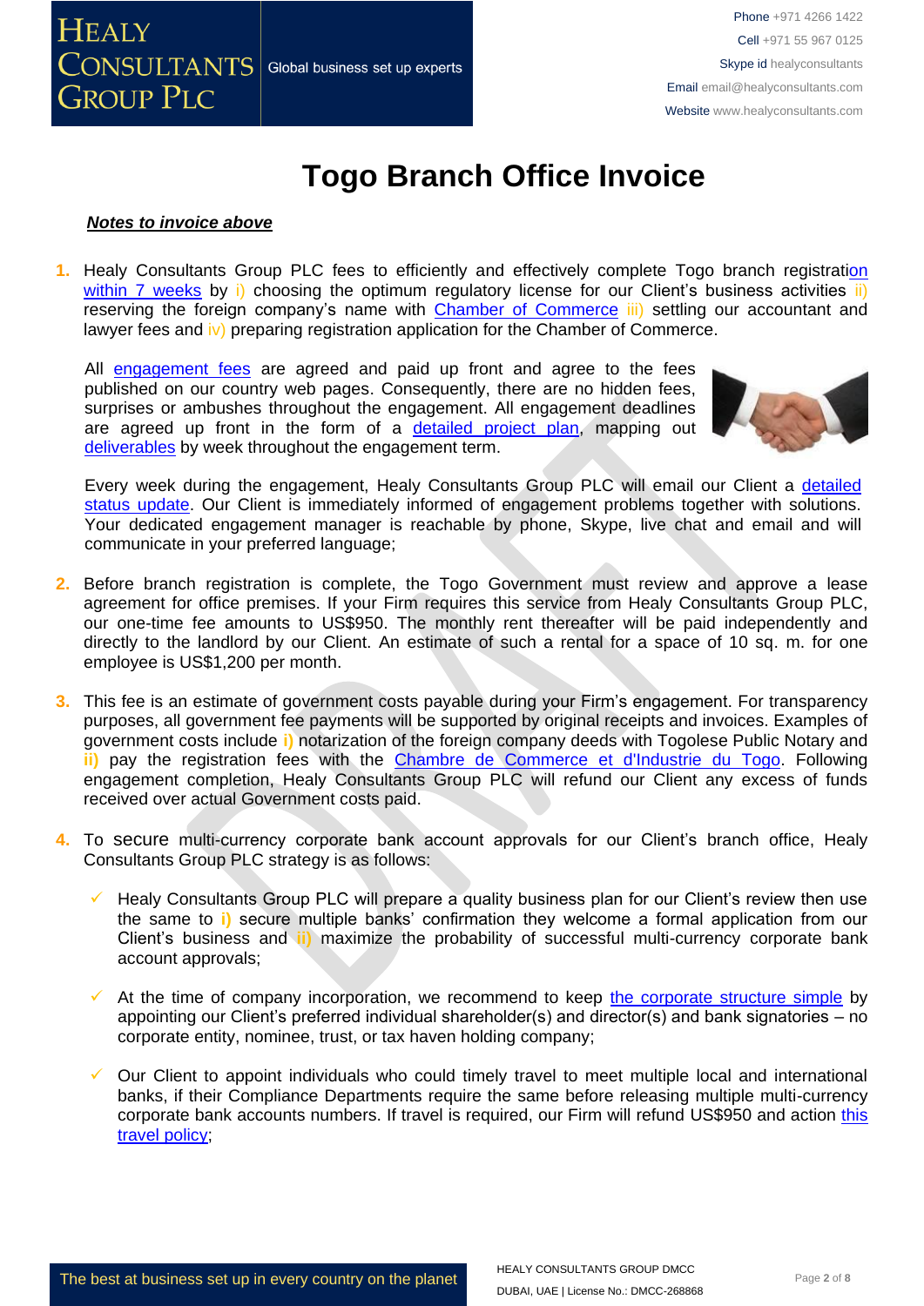# Togo Branch Office Invoice

***Notes to invoice above***

1. Healy Consultants Group PLC fees to efficiently and effectively complete Togo branch registration within 7 weeks by i) choosing the optimum regulatory license for our Client's business activities ii) reserving the foreign company's name with Chamber of Commerce iii) settling our accountant and lawyer fees and iv) preparing registration application for the Chamber of Commerce.

   All engagement fees are agreed and paid up front and agree to the fees published on our country web pages. Consequently, there are no hidden fees, surprises or ambushes throughout the engagement. All engagement deadlines are agreed up front in the form of a detailed project plan, mapping out deliverables by week throughout the engagement term.

   Every week during the engagement, Healy Consultants Group PLC will email our Client a detailed status update. Our Client is immediately informed of engagement problems together with solutions. Your dedicated engagement manager is reachable by phone, Skype, live chat and email and will communicate in your preferred language;

2. Before branch registration is complete, the Togo Government must review and approve a lease agreement for office premises. If your Firm requires this service from Healy Consultants Group PLC, our one-time fee amounts to US$950. The monthly rent thereafter will be paid independently and directly to the landlord by our Client. An estimate of such a rental for a space of 10 sq. m. for one employee is US$1,200 per month.

3. This fee is an estimate of government costs payable during your Firm's engagement. For transparency purposes, all government fee payments will be supported by original receipts and invoices. Examples of government costs include i) notarization of the foreign company deeds with Togolese Public Notary and ii) pay the registration fees with the Chambre de Commerce et d'Industrie du Togo. Following engagement completion, Healy Consultants Group PLC will refund our Client any excess of funds received over actual Government costs paid.

4. To secure multi-currency corporate bank account approvals for our Client's branch office, Healy Consultants Group PLC strategy is as follows:

   - Healy Consultants Group PLC will prepare a quality business plan for our Client's review then use the same to i) secure multiple banks' confirmation they welcome a formal application from our Client's business and ii) maximize the probability of successful multi-currency corporate bank account approvals;

   - At the time of company incorporation, we recommend to keep the corporate structure simple by appointing our Client's preferred individual shareholder(s) and director(s) and bank signatories – no corporate entity, nominee, trust, or tax haven holding company;

   - Our Client to appoint individuals who could timely travel to meet multiple local and international banks, if their Compliance Departments require the same before releasing multiple multi-currency corporate bank accounts numbers. If travel is required, our Firm will refund US$950 and action this travel policy;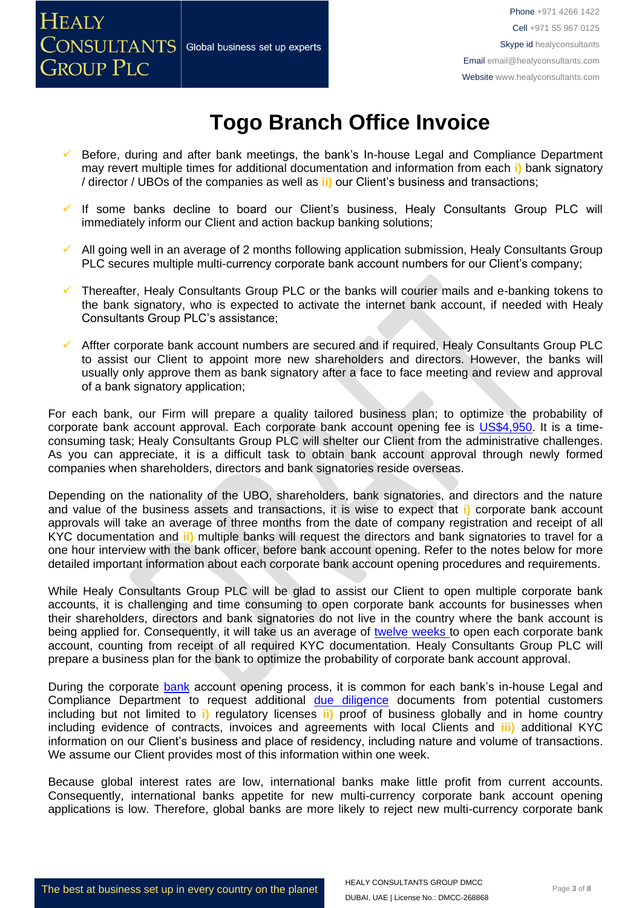# Togo Branch Office Invoice

- Before, during and after bank meetings, the bank's In-house Legal and Compliance Department may revert multiple times for additional documentation and information from each **i)** bank signatory / director / UBOs of the companies as well as **ii)** our Client's business and transactions;
- If some banks decline to board our Client's business, Healy Consultants Group PLC will immediately inform our Client and action backup banking solutions;
- All going well in an average of 2 months following application submission, Healy Consultants Group PLC secures multiple multi-currency corporate bank account numbers for our Client's company;
- Thereafter, Healy Consultants Group PLC or the banks will courier mails and e-banking tokens to the bank signatory, who is expected to activate the internet bank account, if needed with Healy Consultants Group PLC's assistance;
- Affter corporate bank account numbers are secured and if required, Healy Consultants Group PLC to assist our Client to appoint more new shareholders and directors. However, the banks will usually only approve them as bank signatory after a face to face meeting and review and approval of a bank signatory application;

For each bank, our Firm will prepare a quality tailored business plan; to optimize the probability of corporate bank account approval. Each corporate bank account opening fee is US$4,950. It is a time-consuming task; Healy Consultants Group PLC will shelter our Client from the administrative challenges. As you can appreciate, it is a difficult task to obtain bank account approval through newly formed companies when shareholders, directors and bank signatories reside overseas.

Depending on the nationality of the UBO, shareholders, bank signatories, and directors and the nature and value of the business assets and transactions, it is wise to expect that **i)** corporate bank account approvals will take an average of three months from the date of company registration and receipt of all KYC documentation and **ii)** multiple banks will request the directors and bank signatories to travel for a one hour interview with the bank officer, before bank account opening. Refer to the notes below for more detailed important information about each corporate bank account opening procedures and requirements.

While Healy Consultants Group PLC will be glad to assist our Client to open multiple corporate bank accounts, it is challenging and time consuming to open corporate bank accounts for businesses when their shareholders, directors and bank signatories do not live in the country where the bank account is being applied for. Consequently, it will take us an average of twelve weeks to open each corporate bank account, counting from receipt of all required KYC documentation. Healy Consultants Group PLC will prepare a business plan for the bank to optimize the probability of corporate bank account approval.

During the corporate bank account opening process, it is common for each bank's in-house Legal and Compliance Department to request additional due diligence documents from potential customers including but not limited to **i)** regulatory licenses **ii)** proof of business globally and in home country including evidence of contracts, invoices and agreements with local Clients and **iii)** additional KYC information on our Client's business and place of residency, including nature and volume of transactions. We assume our Client provides most of this information within one week.

Because global interest rates are low, international banks make little profit from current accounts. Consequently, international banks appetite for new multi-currency corporate bank account opening applications is low. Therefore, global banks are more likely to reject new multi-currency corporate bank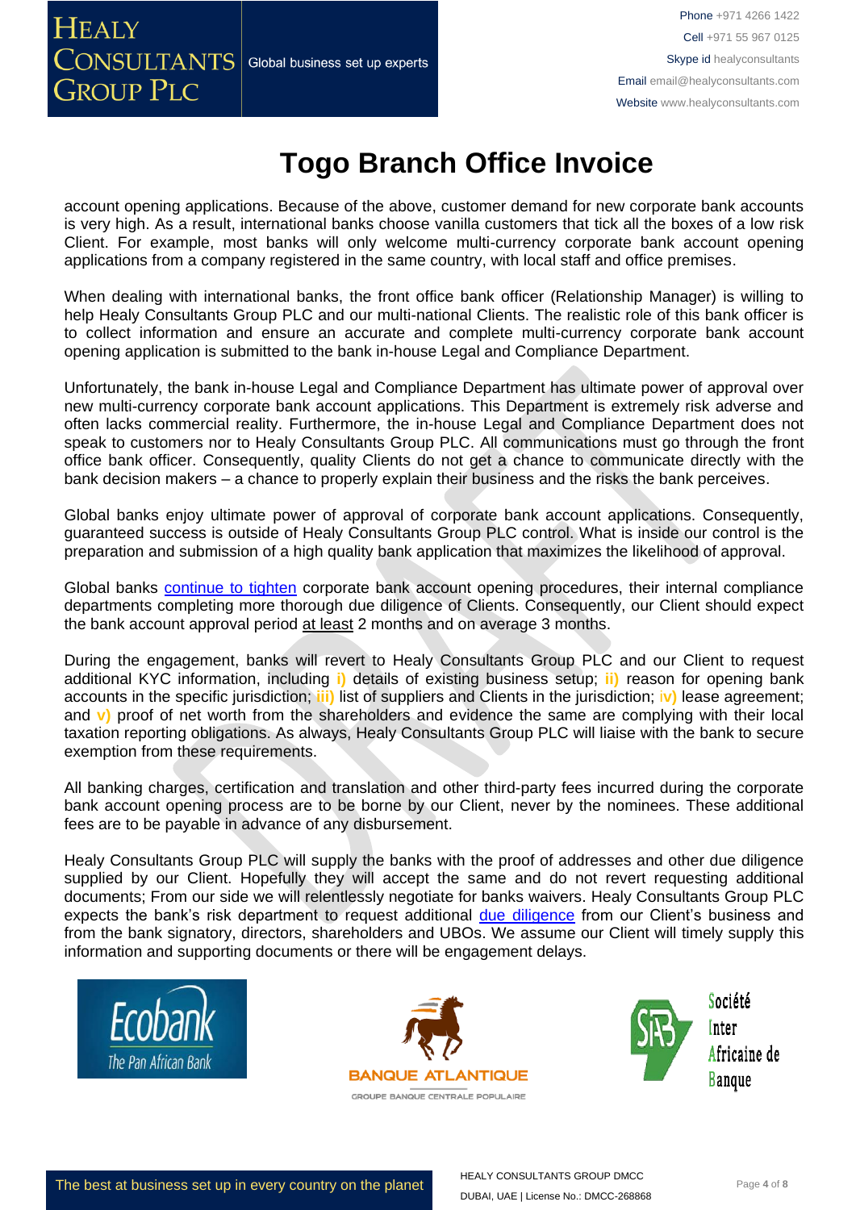# Togo Branch Office Invoice

account opening applications. Because of the above, customer demand for new corporate bank accounts is very high. As a result, international banks choose vanilla customers that tick all the boxes of a low risk Client. For example, most banks will only welcome multi-currency corporate bank account opening applications from a company registered in the same country, with local staff and office premises.

When dealing with international banks, the front office bank officer (Relationship Manager) is willing to help Healy Consultants Group PLC and our multi-national Clients. The realistic role of this bank officer is to collect information and ensure an accurate and complete multi-currency corporate bank account opening application is submitted to the bank in-house Legal and Compliance Department.

Unfortunately, the bank in-house Legal and Compliance Department has ultimate power of approval over new multi-currency corporate bank account applications. This Department is extremely risk adverse and often lacks commercial reality. Furthermore, the in-house Legal and Compliance Department does not speak to customers nor to Healy Consultants Group PLC. All communications must go through the front office bank officer. Consequently, quality Clients do not get a chance to communicate directly with the bank decision makers – a chance to properly explain their business and the risks the bank perceives.

Global banks enjoy ultimate power of approval of corporate bank account applications. Consequently, guaranteed success is outside of Healy Consultants Group PLC control. What is inside our control is the preparation and submission of a high quality bank application that maximizes the likelihood of approval.

Global banks continue to tighten corporate bank account opening procedures, their internal compliance departments completing more thorough due diligence of Clients. Consequently, our Client should expect the bank account approval period at least 2 months and on average 3 months.

During the engagement, banks will revert to Healy Consultants Group PLC and our Client to request additional KYC information, including **i)** details of existing business setup; **ii)** reason for opening bank accounts in the specific jurisdiction; **iii)** list of suppliers and Clients in the jurisdiction; **iv)** lease agreement; and **v)** proof of net worth from the shareholders and evidence the same are complying with their local taxation reporting obligations. As always, Healy Consultants Group PLC will liaise with the bank to secure exemption from these requirements.

All banking charges, certification and translation and other third-party fees incurred during the corporate bank account opening process are to be borne by our Client, never by the nominees. These additional fees are to be payable in advance of any disbursement.

Healy Consultants Group PLC will supply the banks with the proof of addresses and other due diligence supplied by our Client. Hopefully they will accept the same and do not revert requesting additional documents; From our side we will relentlessly negotiate for banks waivers. Healy Consultants Group PLC expects the bank's risk department to request additional due diligence from our Client's business and from the bank signatory, directors, shareholders and UBOs. We assume our Client will timely supply this information and supporting documents or there will be engagement delays.

Ecobank
The Pan African Bank

BANQUE ATLANTIQUE
GROUPE BANQUE CENTRALE POPULAIRE

SIAB
Société Inter Africaine de Banque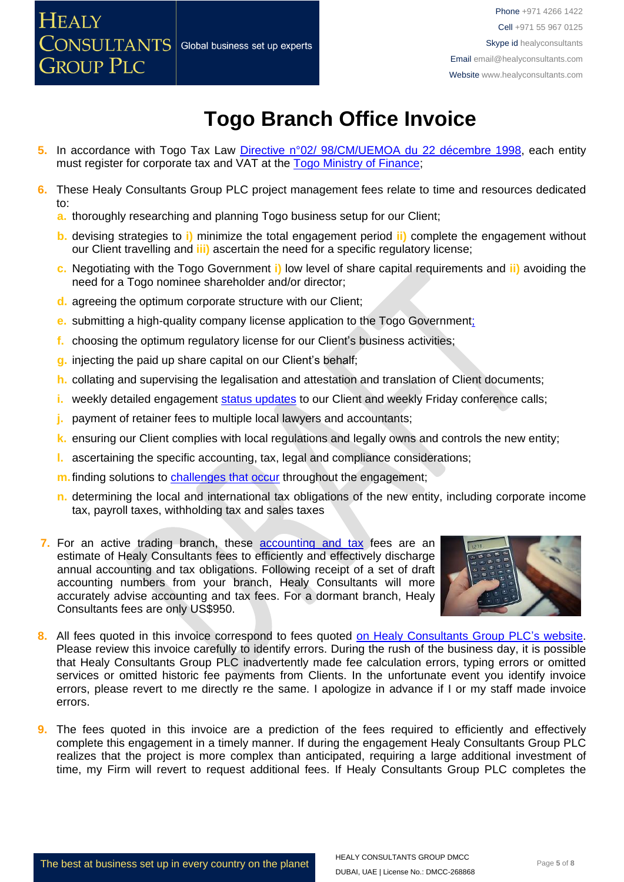# Togo Branch Office Invoice

5. In accordance with Togo Tax Law Directive n°02/ 98/CM/UEMOA du 22 décembre 1998, each entity must register for corporate tax and VAT at the Togo Ministry of Finance;

6. These Healy Consultants Group PLC project management fees relate to time and resources dedicated to:
   a. thoroughly researching and planning Togo business setup for our Client;
   b. devising strategies to i) minimize the total engagement period ii) complete the engagement without our Client travelling and iii) ascertain the need for a specific regulatory license;
   c. Negotiating with the Togo Government i) low level of share capital requirements and ii) avoiding the need for a Togo nominee shareholder and/or director;
   d. agreeing the optimum corporate structure with our Client;
   e. submitting a high-quality company license application to the Togo Government;
   f. choosing the optimum regulatory license for our Client's business activities;
   g. injecting the paid up share capital on our Client's behalf;
   h. collating and supervising the legalisation and attestation and translation of Client documents;
   i. weekly detailed engagement status updates to our Client and weekly Friday conference calls;
   j. payment of retainer fees to multiple local lawyers and accountants;
   k. ensuring our Client complies with local regulations and legally owns and controls the new entity;
   l. ascertaining the specific accounting, tax, legal and compliance considerations;
   m. finding solutions to challenges that occur throughout the engagement;
   n. determining the local and international tax obligations of the new entity, including corporate income tax, payroll taxes, withholding tax and sales taxes

7. For an active trading branch, these accounting and tax fees are an estimate of Healy Consultants fees to efficiently and effectively discharge annual accounting and tax obligations. Following receipt of a set of draft accounting numbers from your branch, Healy Consultants will more accurately advise accounting and tax fees. For a dormant branch, Healy Consultants fees are only US$950.

8. All fees quoted in this invoice correspond to fees quoted on Healy Consultants Group PLC's website. Please review this invoice carefully to identify errors. During the rush of the business day, it is possible that Healy Consultants Group PLC inadvertently made fee calculation errors, typing errors or omitted services or omitted historic fee payments from Clients. In the unfortunate event you identify invoice errors, please revert to me directly re the same. I apologize in advance if I or my staff made invoice errors.

9. The fees quoted in this invoice are a prediction of the fees required to efficiently and effectively complete this engagement in a timely manner. If during the engagement Healy Consultants Group PLC realizes that the project is more complex than anticipated, requiring a large additional investment of time, my Firm will revert to request additional fees. If Healy Consultants Group PLC completes the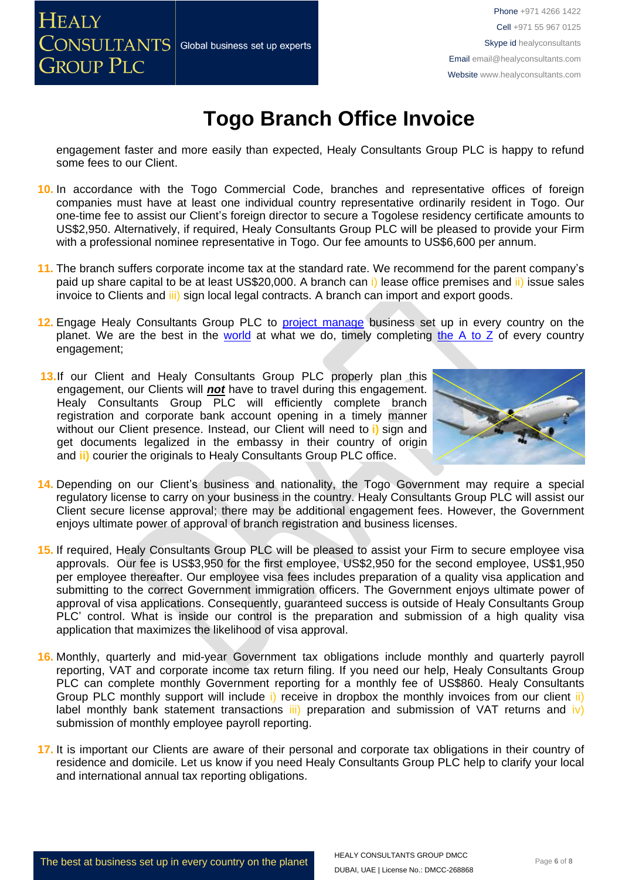# Togo Branch Office Invoice

engagement faster and more easily than expected, Healy Consultants Group PLC is happy to refund some fees to our Client.

10. In accordance with the Togo Commercial Code, branches and representative offices of foreign companies must have at least one individual country representative ordinarily resident in Togo. Our one-time fee to assist our Client's foreign director to secure a Togolese residency certificate amounts to US$2,950. Alternatively, if required, Healy Consultants Group PLC will be pleased to provide your Firm with a professional nominee representative in Togo. Our fee amounts to US$6,600 per annum.

11. The branch suffers corporate income tax at the standard rate. We recommend for the parent company's paid up share capital to be at least US$20,000. A branch can i) lease office premises and ii) issue sales invoice to Clients and iii) sign local legal contracts. A branch can import and export goods.

12. Engage Healy Consultants Group PLC to project manage business set up in every country on the planet. We are the best in the world at what we do, timely completing the A to Z of every country engagement;

13. If our Client and Healy Consultants Group PLC properly plan this engagement, our Clients will ***not*** have to travel during this engagement. Healy Consultants Group PLC will efficiently complete branch registration and corporate bank account opening in a timely manner without our Client presence. Instead, our Client will need to **i)** sign and get documents legalized in the embassy in their country of origin and **ii)** courier the originals to Healy Consultants Group PLC office.

14. Depending on our Client's business and nationality, the Togo Government may require a special regulatory license to carry on your business in the country. Healy Consultants Group PLC will assist our Client secure license approval; there may be additional engagement fees. However, the Government enjoys ultimate power of approval of branch registration and business licenses.

15. If required, Healy Consultants Group PLC will be pleased to assist your Firm to secure employee visa approvals. Our fee is US$3,950 for the first employee, US$2,950 for the second employee, US$1,950 per employee thereafter. Our employee visa fees includes preparation of a quality visa application and submitting to the correct Government immigration officers. The Government enjoys ultimate power of approval of visa applications. Consequently, guaranteed success is outside of Healy Consultants Group PLC' control. What is inside our control is the preparation and submission of a high quality visa application that maximizes the likelihood of visa approval.

16. Monthly, quarterly and mid-year Government tax obligations include monthly and quarterly payroll reporting, VAT and corporate income tax return filing. If you need our help, Healy Consultants Group PLC can complete monthly Government reporting for a monthly fee of US$860. Healy Consultants Group PLC monthly support will include i) receive in dropbox the monthly invoices from our client ii) label monthly bank statement transactions iii) preparation and submission of VAT returns and iv) submission of monthly employee payroll reporting.

17. It is important our Clients are aware of their personal and corporate tax obligations in their country of residence and domicile. Let us know if you need Healy Consultants Group PLC help to clarify your local and international annual tax reporting obligations.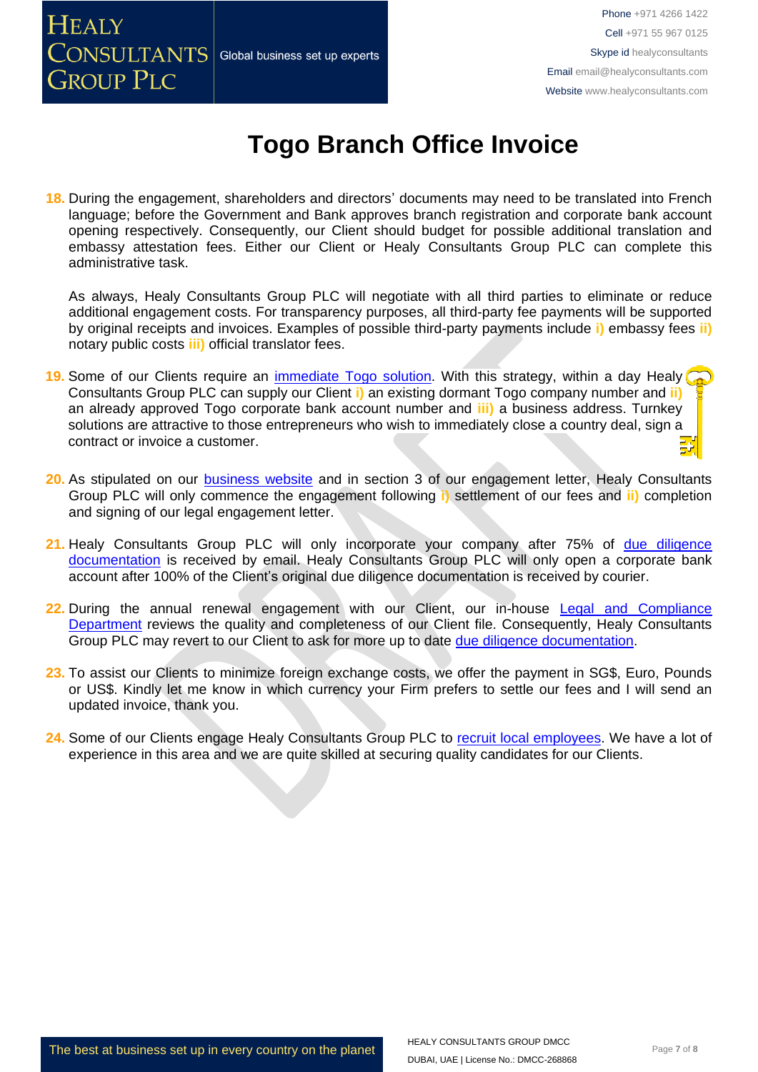# Togo Branch Office Invoice

18. During the engagement, shareholders and directors' documents may need to be translated into French language; before the Government and Bank approves branch registration and corporate bank account opening respectively. Consequently, our Client should budget for possible additional translation and embassy attestation fees. Either our Client or Healy Consultants Group PLC can complete this administrative task.

    As always, Healy Consultants Group PLC will negotiate with all third parties to eliminate or reduce additional engagement costs. For transparency purposes, all third-party fee payments will be supported by original receipts and invoices. Examples of possible third-party payments include **i)** embassy fees **ii)** notary public costs **iii)** official translator fees.

19. Some of our Clients require an immediate Togo solution. With this strategy, within a day Healy Consultants Group PLC can supply our Client **i)** an existing dormant Togo company number and **ii)** an already approved Togo corporate bank account number and **iii)** a business address. Turnkey solutions are attractive to those entrepreneurs who wish to immediately close a country deal, sign a contract or invoice a customer.

20. As stipulated on our business website and in section 3 of our engagement letter, Healy Consultants Group PLC will only commence the engagement following **i)** settlement of our fees and **ii)** completion and signing of our legal engagement letter.

21. Healy Consultants Group PLC will only incorporate your company after 75% of due diligence documentation is received by email. Healy Consultants Group PLC will only open a corporate bank account after 100% of the Client's original due diligence documentation is received by courier.

22. During the annual renewal engagement with our Client, our in-house Legal and Compliance Department reviews the quality and completeness of our Client file. Consequently, Healy Consultants Group PLC may revert to our Client to ask for more up to date due diligence documentation.

23. To assist our Clients to minimize foreign exchange costs, we offer the payment in SG$, Euro, Pounds or US$. Kindly let me know in which currency your Firm prefers to settle our fees and I will send an updated invoice, thank you.

24. Some of our Clients engage Healy Consultants Group PLC to recruit local employees. We have a lot of experience in this area and we are quite skilled at securing quality candidates for our Clients.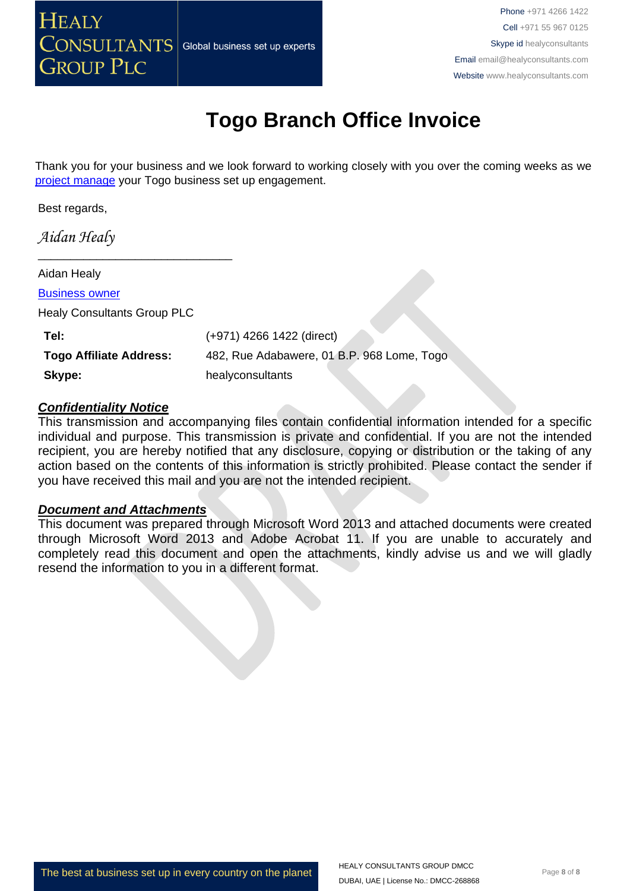# Togo Branch Office Invoice

Thank you for your business and we look forward to working closely with you over the coming weeks as we project manage your Togo business set up engagement.

Best regards,

*Aidan Healy*

______________________________

Aidan Healy

Business owner

Healy Consultants Group PLC

| | |
|---|---|
| **Tel:** | (+971) 4266 1422 (direct) |
| **Togo Affiliate Address:** | 482, Rue Adabawere, 01 B.P. 968 Lome, Togo |
| **Skype:** | healyconsultants |

***Confidentiality Notice***

This transmission and accompanying files contain confidential information intended for a specific individual and purpose. This transmission is private and confidential. If you are not the intended recipient, you are hereby notified that any disclosure, copying or distribution or the taking of any action based on the contents of this information is strictly prohibited. Please contact the sender if you have received this mail and you are not the intended recipient.

***Document and Attachments***

This document was prepared through Microsoft Word 2013 and attached documents were created through Microsoft Word 2013 and Adobe Acrobat 11. If you are unable to accurately and completely read this document and open the attachments, kindly advise us and we will gladly resend the information to you in a different format.